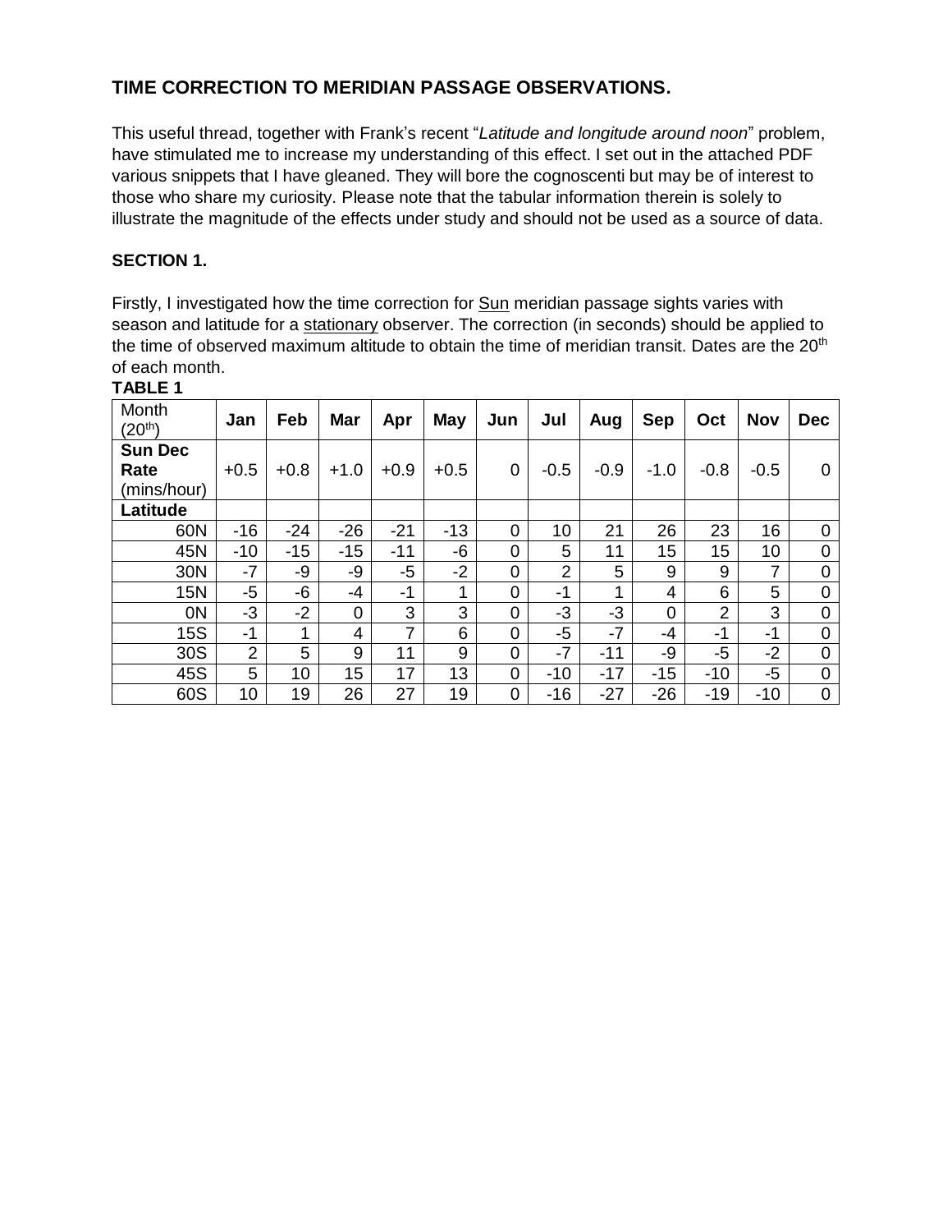## TIME CORRECTION TO MERIDIAN PASSAGE OBSERVATIONS.

This useful thread, together with Frank's recent "*Latitude and longitude around noon*" problem, have stimulated me to increase my understanding of this effect. I set out in the attached PDF various snippets that I have gleaned. They will bore the cognoscenti but may be of interest to those who share my curiosity. Please note that the tabular information therein is solely to illustrate the magnitude of the effects under study and should not be used as a source of data.

### SECTION 1.

Firstly, I investigated how the time correction for Sun meridian passage sights varies with season and latitude for a stationary observer. The correction (in seconds) should be applied to the time of observed maximum altitude to obtain the time of meridian transit. Dates are the 20th of each month.

**TABLE 1**

| Month (20th) | Jan | Feb | Mar | Apr | May | Jun | Jul | Aug | Sep | Oct | Nov | Dec |
|---|---|---|---|---|---|---|---|---|---|---|---|---|
| **Sun Dec Rate** (mins/hour) | +0.5 | +0.8 | +1.0 | +0.9 | +0.5 | 0 | -0.5 | -0.9 | -1.0 | -0.8 | -0.5 | 0 |
| **Latitude** | | | | | | | | | | | | |
| 60N | -16 | -24 | -26 | -21 | -13 | 0 | 10 | 21 | 26 | 23 | 16 | 0 |
| 45N | -10 | -15 | -15 | -11 | -6 | 0 | 5 | 11 | 15 | 15 | 10 | 0 |
| 30N | -7 | -9 | -9 | -5 | -2 | 0 | 2 | 5 | 9 | 9 | 7 | 0 |
| 15N | -5 | -6 | -4 | -1 | 1 | 0 | -1 | 1 | 4 | 6 | 5 | 0 |
| 0N | -3 | -2 | 0 | 3 | 3 | 0 | -3 | -3 | 0 | 2 | 3 | 0 |
| 15S | -1 | 1 | 4 | 7 | 6 | 0 | -5 | -7 | -4 | -1 | -1 | 0 |
| 30S | 2 | 5 | 9 | 11 | 9 | 0 | -7 | -11 | -9 | -5 | -2 | 0 |
| 45S | 5 | 10 | 15 | 17 | 13 | 0 | -10 | -17 | -15 | -10 | -5 | 0 |
| 60S | 10 | 19 | 26 | 27 | 19 | 0 | -16 | -27 | -26 | -19 | -10 | 0 |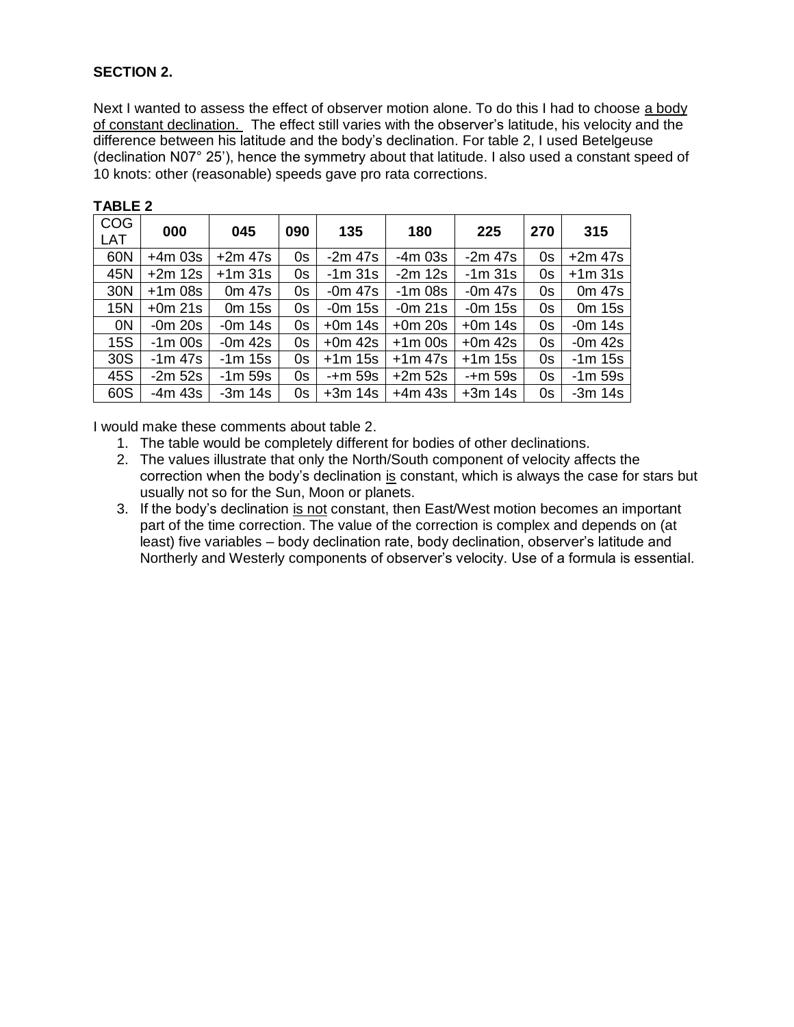**SECTION 2.**

Next I wanted to assess the effect of observer motion alone. To do this I had to choose <u>a body of constant declination.</u> The effect still varies with the observer's latitude, his velocity and the difference between his latitude and the body's declination. For table 2, I used Betelgeuse (declination N07° 25'), hence the symmetry about that latitude. I also used a constant speed of 10 knots: other (reasonable) speeds gave pro rata corrections.

**TABLE 2**

| COG LAT | **000** | **045** | **090** | **135** | **180** | **225** | **270** | **315** |
|---|---|---|---|---|---|---|---|---|
| 60N | +4m 03s | +2m 47s | 0s | -2m 47s | -4m 03s | -2m 47s | 0s | +2m 47s |
| 45N | +2m 12s | +1m 31s | 0s | -1m 31s | -2m 12s | -1m 31s | 0s | +1m 31s |
| 30N | +1m 08s | 0m 47s | 0s | -0m 47s | -1m 08s | -0m 47s | 0s | 0m 47s |
| 15N | +0m 21s | 0m 15s | 0s | -0m 15s | -0m 21s | -0m 15s | 0s | 0m 15s |
| 0N | -0m 20s | -0m 14s | 0s | +0m 14s | +0m 20s | +0m 14s | 0s | -0m 14s |
| 15S | -1m 00s | -0m 42s | 0s | +0m 42s | +1m 00s | +0m 42s | 0s | -0m 42s |
| 30S | -1m 47s | -1m 15s | 0s | +1m 15s | +1m 47s | +1m 15s | 0s | -1m 15s |
| 45S | -2m 52s | -1m 59s | 0s | -+m 59s | +2m 52s | -+m 59s | 0s | -1m 59s |
| 60S | -4m 43s | -3m 14s | 0s | +3m 14s | +4m 43s | +3m 14s | 0s | -3m 14s |

I would make these comments about table 2.

1. The table would be completely different for bodies of other declinations.
2. The values illustrate that only the North/South component of velocity affects the correction when the body's declination <u>is</u> constant, which is always the case for stars but usually not so for the Sun, Moon or planets.
3. If the body's declination <u>is not</u> constant, then East/West motion becomes an important part of the time correction. The value of the correction is complex and depends on (at least) five variables – body declination rate, body declination, observer's latitude and Northerly and Westerly components of observer's velocity. Use of a formula is essential.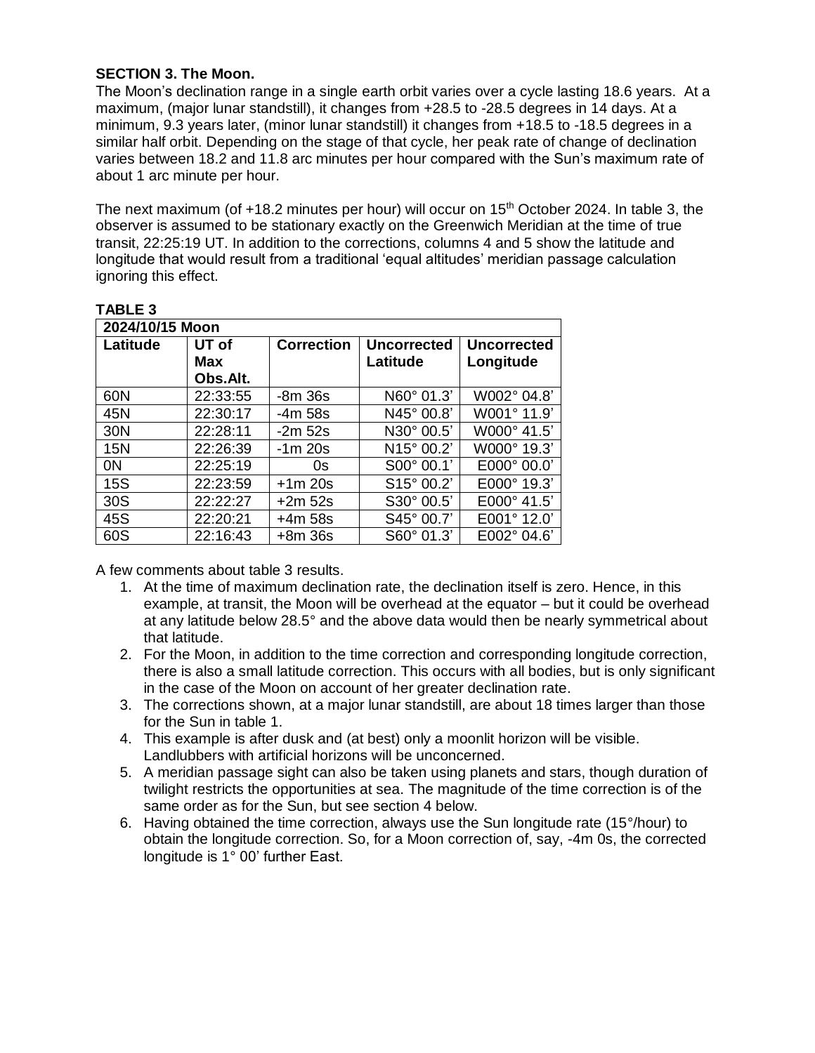**SECTION 3. The Moon.**

The Moon's declination range in a single earth orbit varies over a cycle lasting 18.6 years. At a maximum, (major lunar standstill), it changes from +28.5 to -28.5 degrees in 14 days. At a minimum, 9.3 years later, (minor lunar standstill) it changes from +18.5 to -18.5 degrees in a similar half orbit. Depending on the stage of that cycle, her peak rate of change of declination varies between 18.2 and 11.8 arc minutes per hour compared with the Sun's maximum rate of about 1 arc minute per hour.

The next maximum (of +18.2 minutes per hour) will occur on 15th October 2024. In table 3, the observer is assumed to be stationary exactly on the Greenwich Meridian at the time of true transit, 22:25:19 UT. In addition to the corrections, columns 4 and 5 show the latitude and longitude that would result from a traditional 'equal altitudes' meridian passage calculation ignoring this effect.

**TABLE 3**

| **2024/10/15 Moon** | | | | |
|---|---|---|---|---|
| **Latitude** | **UT of Max Obs.Alt.** | **Correction** | **Uncorrected Latitude** | **Uncorrected Longitude** |
| 60N | 22:33:55 | -8m 36s | N60° 01.3' | W002° 04.8' |
| 45N | 22:30:17 | -4m 58s | N45° 00.8' | W001° 11.9' |
| 30N | 22:28:11 | -2m 52s | N30° 00.5' | W000° 41.5' |
| 15N | 22:26:39 | -1m 20s | N15° 00.2' | W000° 19.3' |
| 0N | 22:25:19 | 0s | S00° 00.1' | E000° 00.0' |
| 15S | 22:23:59 | +1m 20s | S15° 00.2' | E000° 19.3' |
| 30S | 22:22:27 | +2m 52s | S30° 00.5' | E000° 41.5' |
| 45S | 22:20:21 | +4m 58s | S45° 00.7' | E001° 12.0' |
| 60S | 22:16:43 | +8m 36s | S60° 01.3' | E002° 04.6' |

A few comments about table 3 results.

1. At the time of maximum declination rate, the declination itself is zero. Hence, in this example, at transit, the Moon will be overhead at the equator – but it could be overhead at any latitude below 28.5° and the above data would then be nearly symmetrical about that latitude.
2. For the Moon, in addition to the time correction and corresponding longitude correction, there is also a small latitude correction. This occurs with all bodies, but is only significant in the case of the Moon on account of her greater declination rate.
3. The corrections shown, at a major lunar standstill, are about 18 times larger than those for the Sun in table 1.
4. This example is after dusk and (at best) only a moonlit horizon will be visible. Landlubbers with artificial horizons will be unconcerned.
5. A meridian passage sight can also be taken using planets and stars, though duration of twilight restricts the opportunities at sea. The magnitude of the time correction is of the same order as for the Sun, but see section 4 below.
6. Having obtained the time correction, always use the Sun longitude rate (15°/hour) to obtain the longitude correction. So, for a Moon correction of, say, -4m 0s, the corrected longitude is 1° 00' further East.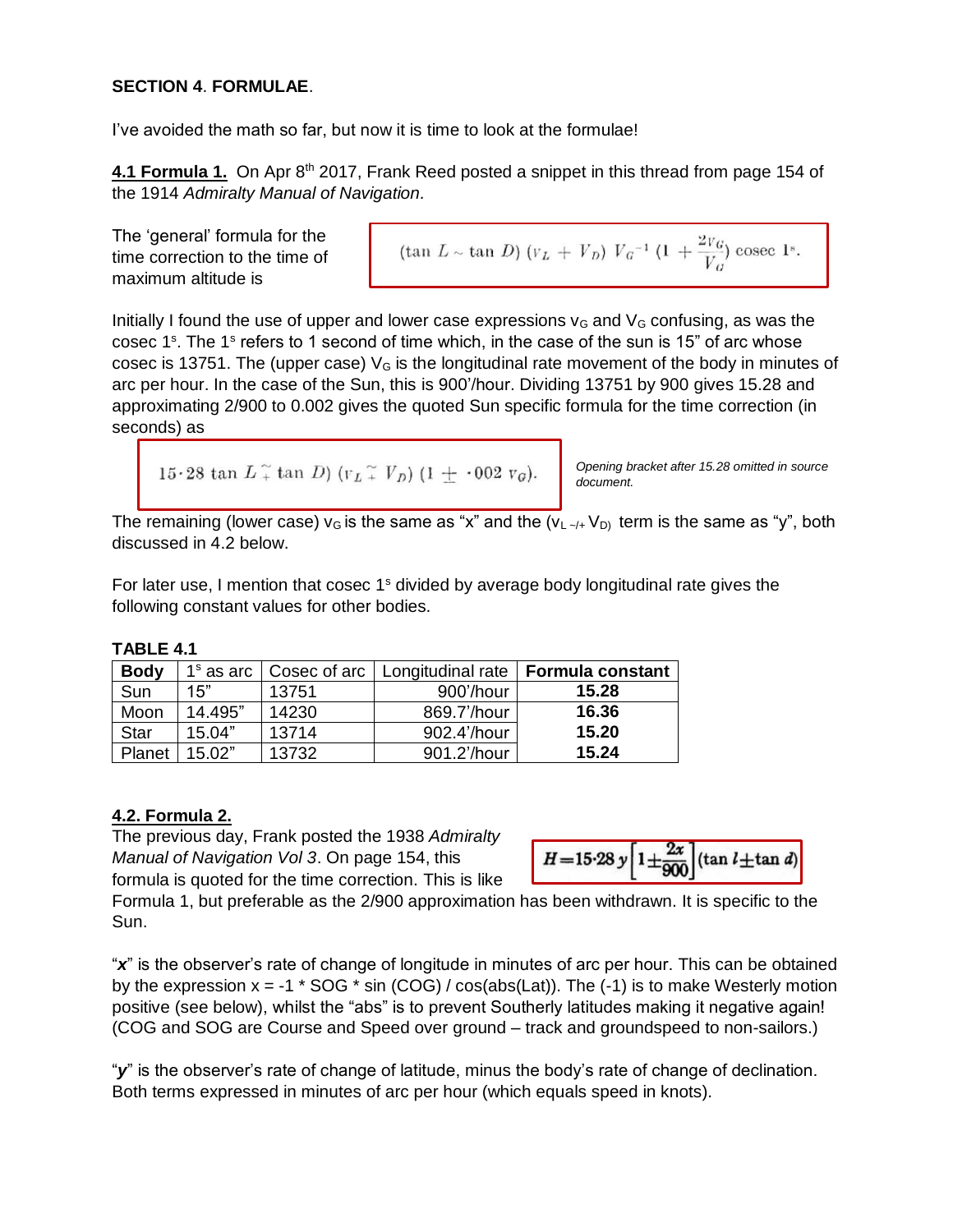**SECTION 4**. **FORMULAE**.

I've avoided the math so far, but now it is time to look at the formulae!

**4.1 Formula 1.** On Apr 8th 2017, Frank Reed posted a snippet in this thread from page 154 of the 1914 *Admiralty Manual of Navigation.*

The 'general' formula for the time correction to the time of maximum altitude is

$$(\tan L \sim \tan D)\ (v_L + V_D)\ V_G{}^{-1}\ (1 + \frac{2v_G}{V_G})\ \text{cosec}\ 1^s.$$

Initially I found the use of upper and lower case expressions $v_G$ and $V_G$ confusing, as was the cosec $1^s$. The $1^s$ refers to 1 second of time which, in the case of the sun is 15" of arc whose cosec is 13751. The (upper case) $V_G$ is the longitudinal rate movement of the body in minutes of arc per hour. In the case of the Sun, this is 900'/hour. Dividing 13751 by 900 gives 15.28 and approximating 2/900 to 0.002 gives the quoted Sun specific formula for the time correction (in seconds) as

$$15{\cdot}28\ \tan L \mp \tan D)\ (v_L \mp V_D)\ (1 \pm {\cdot}002\ v_G).$$

*Opening bracket after 15.28 omitted in source document.*

The remaining (lower case) $v_G$ is the same as "x" and the ($v_{L\ -/+}\ V_D$) term is the same as "y", both discussed in 4.2 below.

For later use, I mention that cosec $1^s$ divided by average body longitudinal rate gives the following constant values for other bodies.

**TABLE 4.1**

| **Body** | $1^s$ as arc | Cosec of arc | Longitudinal rate | **Formula constant** |
|---|---|---|---|---|
| Sun | 15" | 13751 | 900'/hour | **15.28** |
| Moon | 14.495" | 14230 | 869.7'/hour | **16.36** |
| Star | 15.04" | 13714 | 902.4'/hour | **15.20** |
| Planet | 15.02" | 13732 | 901.2'/hour | **15.24** |

**4.2. Formula 2.**

The previous day, Frank posted the 1938 *Admiralty Manual of Navigation Vol 3*. On page 154, this formula is quoted for the time correction. This is like Formula 1, but preferable as the 2/900 approximation has been withdrawn. It is specific to the Sun.

$$H = 15{\cdot}28\ y\left[1 \pm \frac{2x}{900}\right](\tan l \pm \tan d)$$

"***x***" is the observer's rate of change of longitude in minutes of arc per hour. This can be obtained by the expression x = -1 * SOG * sin (COG) / cos(abs(Lat)). The (-1) is to make Westerly motion positive (see below), whilst the "abs" is to prevent Southerly latitudes making it negative again! (COG and SOG are Course and Speed over ground – track and groundspeed to non-sailors.)

"***y***" is the observer's rate of change of latitude, minus the body's rate of change of declination. Both terms expressed in minutes of arc per hour (which equals speed in knots).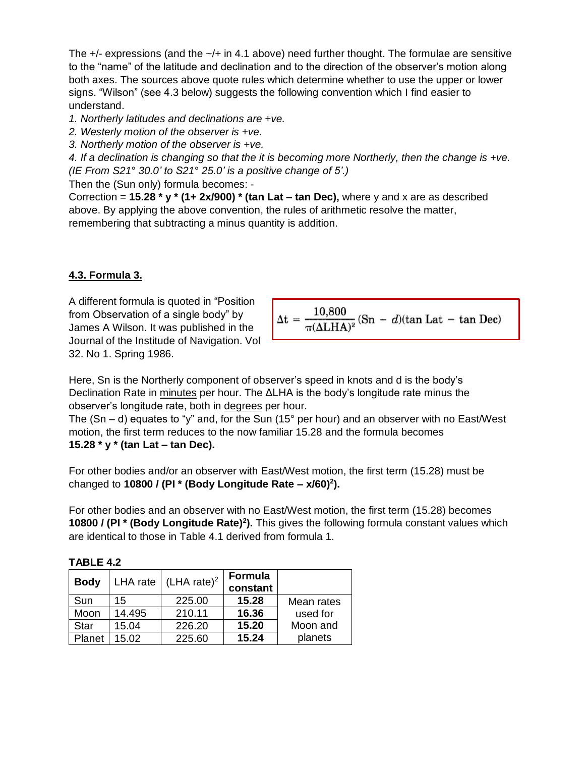The +/- expressions (and the ~/+ in 4.1 above) need further thought. The formulae are sensitive to the "name" of the latitude and declination and to the direction of the observer's motion along both axes. The sources above quote rules which determine whether to use the upper or lower signs. "Wilson" (see 4.3 below) suggests the following convention which I find easier to understand.

*1. Northerly latitudes and declinations are +ve.*
*2. Westerly motion of the observer is +ve.*
*3. Northerly motion of the observer is +ve.*
*4. If a declination is changing so that the it is becoming more Northerly, then the change is +ve. (IE From S21° 30.0' to S21° 25.0' is a positive change of 5'.)*

Then the (Sun only) formula becomes: -

Correction = **15.28 * y * (1+ 2x/900) * (tan Lat – tan Dec),** where y and x are as described above. By applying the above convention, the rules of arithmetic resolve the matter, remembering that subtracting a minus quantity is addition.

## 4.3. Formula 3.

A different formula is quoted in "Position from Observation of a single body" by James A Wilson. It was published in the Journal of the Institude of Navigation. Vol 32. No 1. Spring 1986.

$$\Delta t = \frac{10{,}800}{\pi(\Delta \text{LHA})^2}(\text{Sn} - d)(\tan \text{Lat} - \tan \text{Dec})$$

Here, Sn is the Northerly component of observer's speed in knots and d is the body's Declination Rate in minutes per hour. The ΔLHA is the body's longitude rate minus the observer's longitude rate, both in degrees per hour.

The (Sn – d) equates to "y" and, for the Sun (15° per hour) and an observer with no East/West motion, the first term reduces to the now familiar 15.28 and the formula becomes **15.28 * y * (tan Lat – tan Dec).**

For other bodies and/or an observer with East/West motion, the first term (15.28) must be changed to **10800 / (PI * (Body Longitude Rate – x/60)$^2$).**

For other bodies and an observer with no East/West motion, the first term (15.28) becomes **10800 / (PI * (Body Longitude Rate)$^2$).** This gives the following formula constant values which are identical to those in Table 4.1 derived from formula 1.

**TABLE 4.2**

| Body | LHA rate | (LHA rate)$^2$ | Formula constant | |
|---|---|---|---|---|
| Sun | 15 | 225.00 | **15.28** | Mean rates used for Moon and planets |
| Moon | 14.495 | 210.11 | **16.36** | |
| Star | 15.04 | 226.20 | **15.20** | |
| Planet | 15.02 | 225.60 | **15.24** | |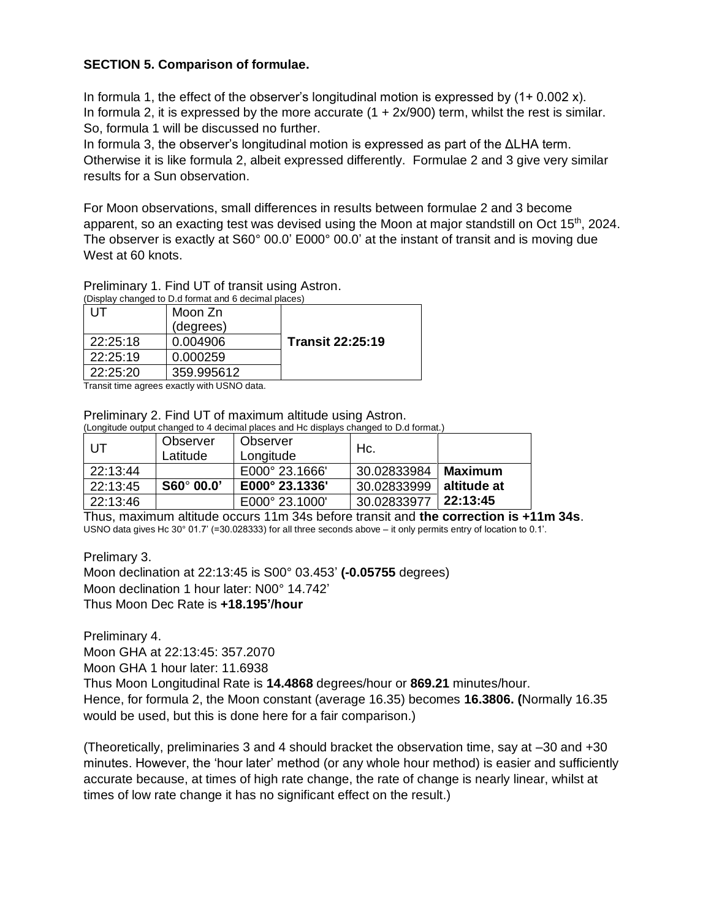**SECTION 5. Comparison of formulae.**

In formula 1, the effect of the observer's longitudinal motion is expressed by (1+ 0.002 x).
In formula 2, it is expressed by the more accurate (1 + 2x/900) term, whilst the rest is similar. So, formula 1 will be discussed no further.
In formula 3, the observer's longitudinal motion is expressed as part of the ΔLHA term. Otherwise it is like formula 2, albeit expressed differently. Formulae 2 and 3 give very similar results for a Sun observation.

For Moon observations, small differences in results between formulae 2 and 3 become apparent, so an exacting test was devised using the Moon at major standstill on Oct 15th, 2024. The observer is exactly at S60° 00.0' E000° 00.0' at the instant of transit and is moving due West at 60 knots.

Preliminary 1. Find UT of transit using Astron.
(Display changed to D.d format and 6 decimal places)

| UT | Moon Zn (degrees) | |
|---|---|---|
| 22:25:18 | 0.004906 | **Transit 22:25:19** |
| 22:25:19 | 0.000259 | |
| 22:25:20 | 359.995612 | |

Transit time agrees exactly with USNO data.

Preliminary 2. Find UT of maximum altitude using Astron.
(Longitude output changed to 4 decimal places and Hc displays changed to D.d format.)

| UT | Observer Latitude | Observer Longitude | Hc. | |
|---|---|---|---|---|
| 22:13:44 | | E000° 23.1666' | 30.02833984 | **Maximum altitude at 22:13:45** |
| 22:13:45 | **S60° 00.0'** | **E000° 23.1336'** | 30.02833999 | |
| 22:13:46 | | E000° 23.1000' | 30.02833977 | |

Thus, maximum altitude occurs 11m 34s before transit and **the correction is +11m 34s**.
USNO data gives Hc 30° 01.7' (=30.028333) for all three seconds above – it only permits entry of location to 0.1'.

Prelimary 3.
Moon declination at 22:13:45 is S00° 03.453' **(-0.05755** degrees)
Moon declination 1 hour later: N00° 14.742'
Thus Moon Dec Rate is **+18.195'/hour**

Preliminary 4.
Moon GHA at 22:13:45: 357.2070
Moon GHA 1 hour later: 11.6938
Thus Moon Longitudinal Rate is **14.4868** degrees/hour or **869.21** minutes/hour.
Hence, for formula 2, the Moon constant (average 16.35) becomes **16.3806. (**Normally 16.35 would be used, but this is done here for a fair comparison.)

(Theoretically, preliminaries 3 and 4 should bracket the observation time, say at –30 and +30 minutes. However, the 'hour later' method (or any whole hour method) is easier and sufficiently accurate because, at times of high rate change, the rate of change is nearly linear, whilst at times of low rate change it has no significant effect on the result.)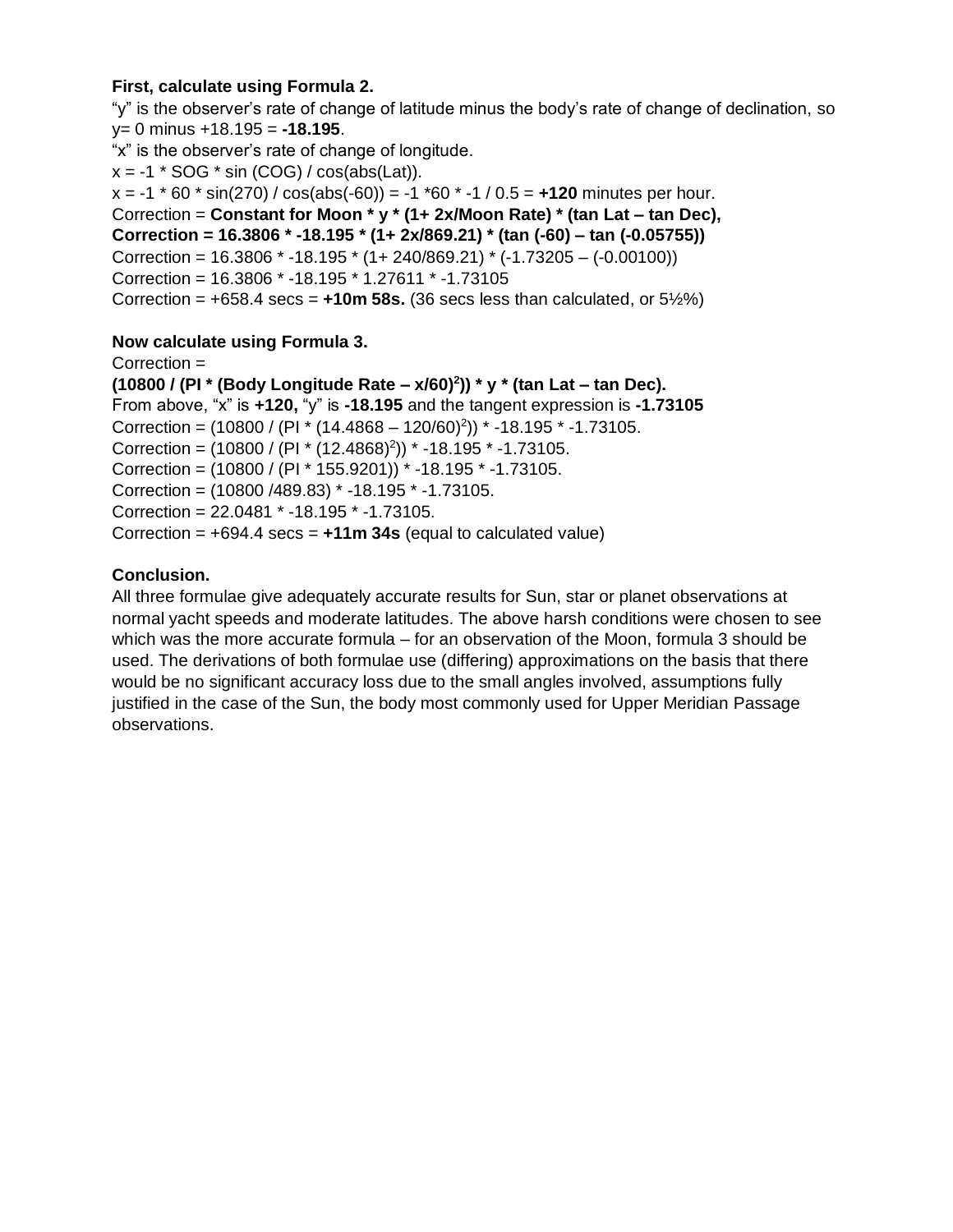**First, calculate using Formula 2.**

"y" is the observer's rate of change of latitude minus the body's rate of change of declination, so y= 0 minus +18.195 = **-18.195**.

"x" is the observer's rate of change of longitude.

x = -1 * SOG * sin (COG) / cos(abs(Lat)).

x = -1 * 60 * sin(270) / cos(abs(-60)) = -1 *60 * -1 / 0.5 = **+120** minutes per hour.

Correction = **Constant for Moon * y * (1+ 2x/Moon Rate) * (tan Lat – tan Dec),**

**Correction = 16.3806 * -18.195 * (1+ 2x/869.21) * (tan (-60) – tan (-0.05755))**

Correction = 16.3806 * -18.195 * (1+ 240/869.21) * (-1.73205 – (-0.00100))

Correction = 16.3806 * -18.195 * 1.27611 * -1.73105

Correction = +658.4 secs = **+10m 58s.** (36 secs less than calculated, or 5½%)

**Now calculate using Formula 3.**

Correction =

**(10800 / (PI * (Body Longitude Rate – x/60)$^2$)) * y * (tan Lat – tan Dec).**

From above, "x" is **+120,** "y" is **-18.195** and the tangent expression is **-1.73105**

Correction = (10800 / (PI * (14.4868 – 120/60)$^2$)) * -18.195 * -1.73105.

Correction = (10800 / (PI * (12.4868)$^2$)) * -18.195 * -1.73105.

Correction = (10800 / (PI * 155.9201)) * -18.195 * -1.73105.

Correction = (10800 /489.83) * -18.195 * -1.73105.

Correction = 22.0481 * -18.195 * -1.73105.

Correction = +694.4 secs = **+11m 34s** (equal to calculated value)

**Conclusion.**

All three formulae give adequately accurate results for Sun, star or planet observations at normal yacht speeds and moderate latitudes. The above harsh conditions were chosen to see which was the more accurate formula – for an observation of the Moon, formula 3 should be used. The derivations of both formulae use (differing) approximations on the basis that there would be no significant accuracy loss due to the small angles involved, assumptions fully justified in the case of the Sun, the body most commonly used for Upper Meridian Passage observations.